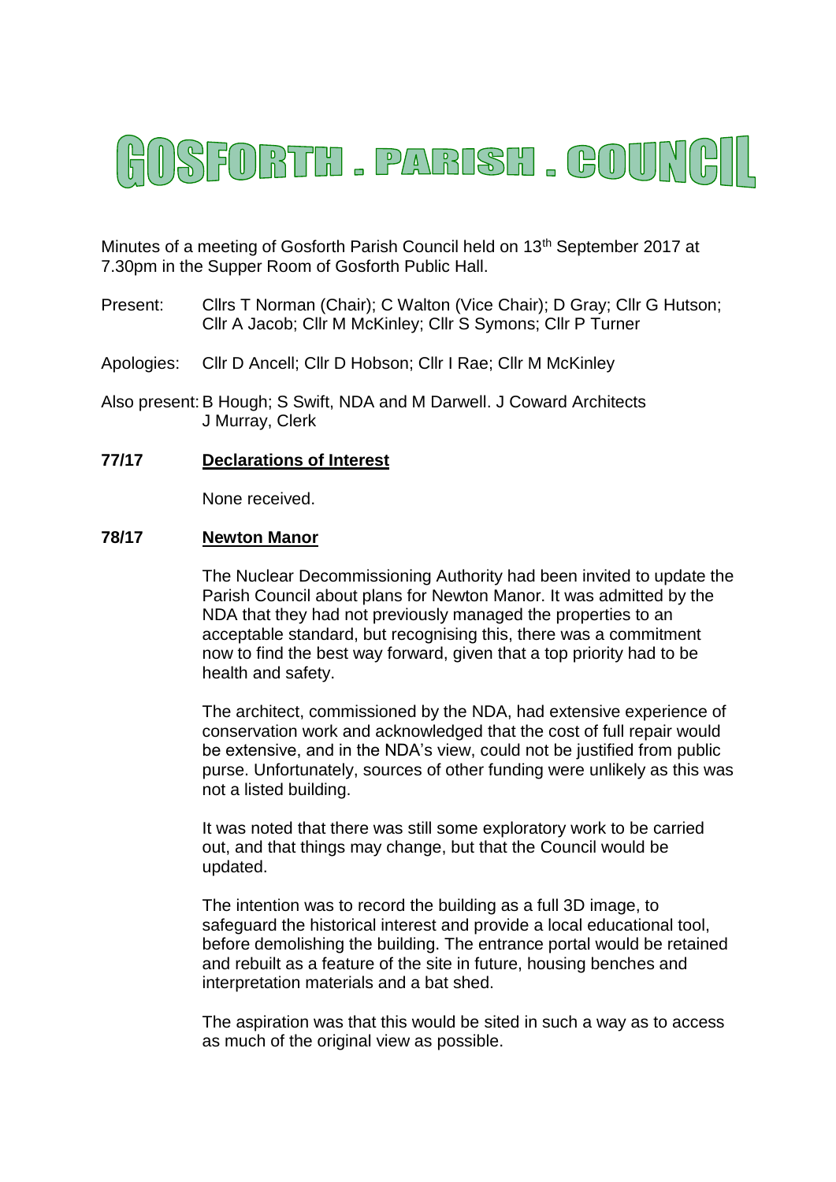# GOSFORTH . PARISH . COUNCIL

Minutes of a meeting of Gosforth Parish Council held on 13th September 2017 at 7.30pm in the Supper Room of Gosforth Public Hall.

Present: Cllrs T Norman (Chair); C Walton (Vice Chair); D Gray; Cllr G Hutson; Cllr A Jacob; Cllr M McKinley; Cllr S Symons; Cllr P Turner

Apologies: Cllr D Ancell; Cllr D Hobson; Cllr I Rae; Cllr M McKinley

Also present: B Hough; S Swift, NDA and M Darwell. J Coward Architects J Murray, Clerk

**77/17 Declarations of Interest**

None received.

**78/17 Newton Manor**

The Nuclear Decommissioning Authority had been invited to update the Parish Council about plans for Newton Manor. It was admitted by the NDA that they had not previously managed the properties to an acceptable standard, but recognising this, there was a commitment now to find the best way forward, given that a top priority had to be health and safety.

The architect, commissioned by the NDA, had extensive experience of conservation work and acknowledged that the cost of full repair would be extensive, and in the NDA's view, could not be justified from public purse. Unfortunately, sources of other funding were unlikely as this was not a listed building.

It was noted that there was still some exploratory work to be carried out, and that things may change, but that the Council would be updated.

The intention was to record the building as a full 3D image, to safeguard the historical interest and provide a local educational tool, before demolishing the building. The entrance portal would be retained and rebuilt as a feature of the site in future, housing benches and interpretation materials and a bat shed.

The aspiration was that this would be sited in such a way as to access as much of the original view as possible.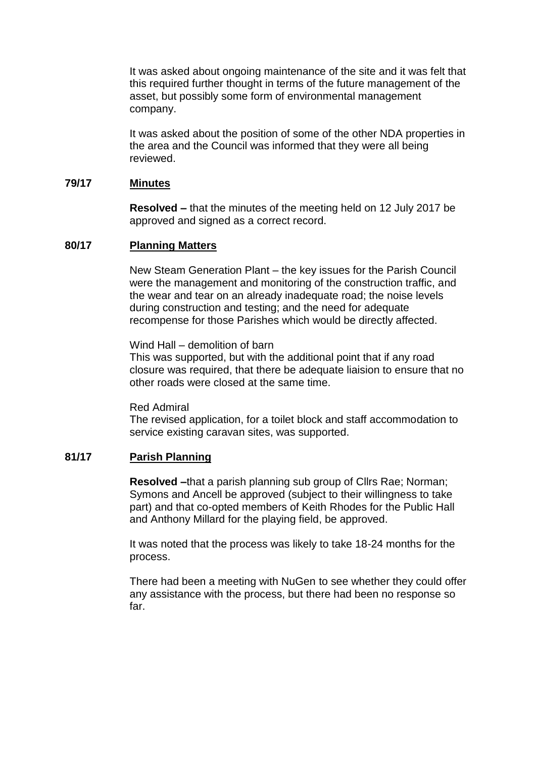It was asked about ongoing maintenance of the site and it was felt that this required further thought in terms of the future management of the asset, but possibly some form of environmental management company.

It was asked about the position of some of the other NDA properties in the area and the Council was informed that they were all being reviewed.

**79/17 Minutes**

**Resolved –** that the minutes of the meeting held on 12 July 2017 be approved and signed as a correct record.

**80/17 Planning Matters**

New Steam Generation Plant – the key issues for the Parish Council were the management and monitoring of the construction traffic, and the wear and tear on an already inadequate road; the noise levels during construction and testing; and the need for adequate recompense for those Parishes which would be directly affected.

Wind Hall – demolition of barn
This was supported, but with the additional point that if any road closure was required, that there be adequate liaision to ensure that no other roads were closed at the same time.

Red Admiral
The revised application, for a toilet block and staff accommodation to service existing caravan sites, was supported.

**81/17 Parish Planning**

**Resolved –**that a parish planning sub group of Cllrs Rae; Norman; Symons and Ancell be approved (subject to their willingness to take part) and that co-opted members of Keith Rhodes for the Public Hall and Anthony Millard for the playing field, be approved.

It was noted that the process was likely to take 18-24 months for the process.

There had been a meeting with NuGen to see whether they could offer any assistance with the process, but there had been no response so far.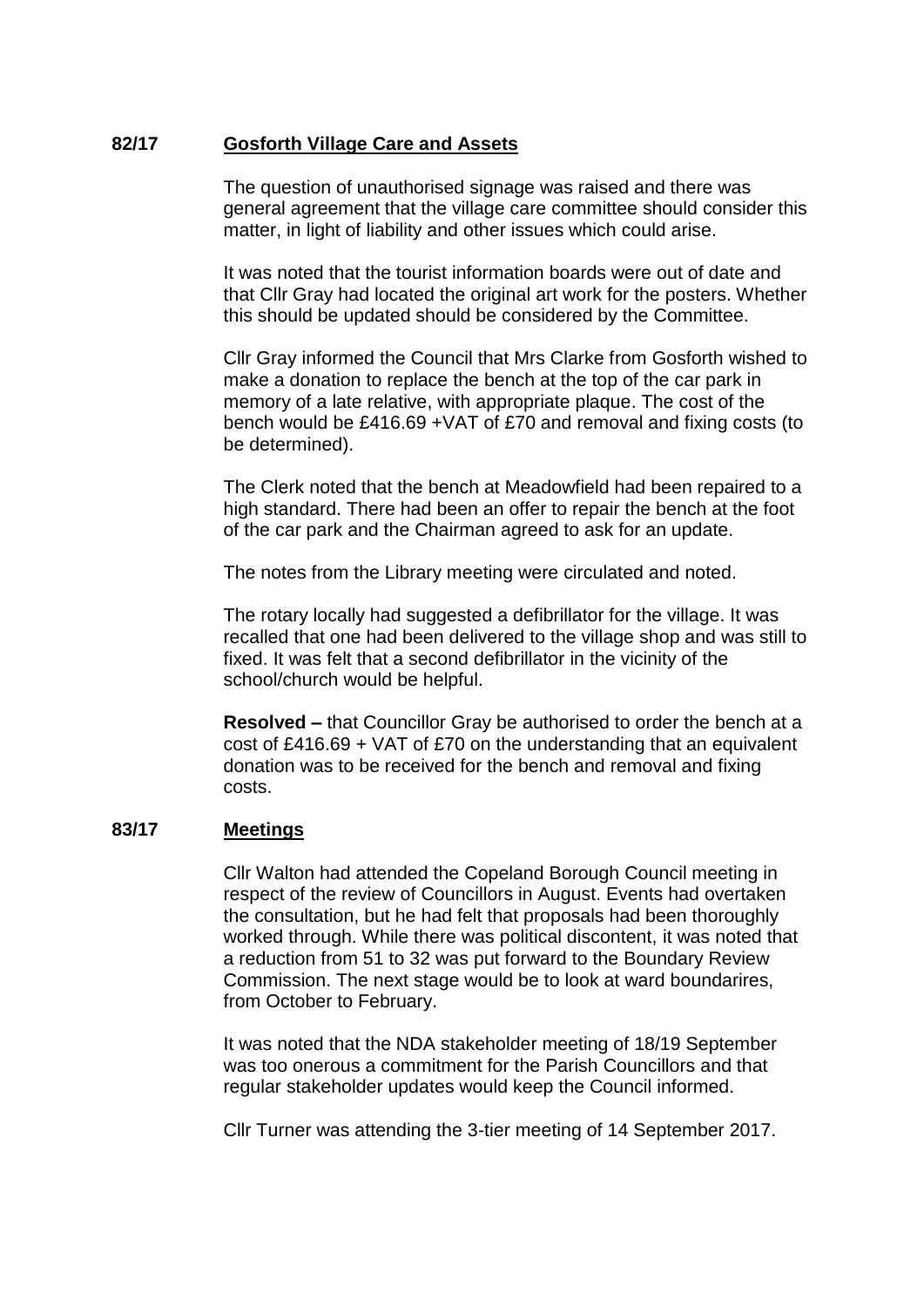**82/17 Gosforth Village Care and Assets**

The question of unauthorised signage was raised and there was general agreement that the village care committee should consider this matter, in light of liability and other issues which could arise.

It was noted that the tourist information boards were out of date and that Cllr Gray had located the original art work for the posters. Whether this should be updated should be considered by the Committee.

Cllr Gray informed the Council that Mrs Clarke from Gosforth wished to make a donation to replace the bench at the top of the car park in memory of a late relative, with appropriate plaque. The cost of the bench would be £416.69 +VAT of £70 and removal and fixing costs (to be determined).

The Clerk noted that the bench at Meadowfield had been repaired to a high standard. There had been an offer to repair the bench at the foot of the car park and the Chairman agreed to ask for an update.

The notes from the Library meeting were circulated and noted.

The rotary locally had suggested a defibrillator for the village. It was recalled that one had been delivered to the village shop and was still to fixed. It was felt that a second defibrillator in the vicinity of the school/church would be helpful.

**Resolved –** that Councillor Gray be authorised to order the bench at a cost of £416.69 + VAT of £70 on the understanding that an equivalent donation was to be received for the bench and removal and fixing costs.

**83/17 Meetings**

Cllr Walton had attended the Copeland Borough Council meeting in respect of the review of Councillors in August. Events had overtaken the consultation, but he had felt that proposals had been thoroughly worked through. While there was political discontent, it was noted that a reduction from 51 to 32 was put forward to the Boundary Review Commission. The next stage would be to look at ward boundarires, from October to February.

It was noted that the NDA stakeholder meeting of 18/19 September was too onerous a commitment for the Parish Councillors and that regular stakeholder updates would keep the Council informed.

Cllr Turner was attending the 3-tier meeting of 14 September 2017.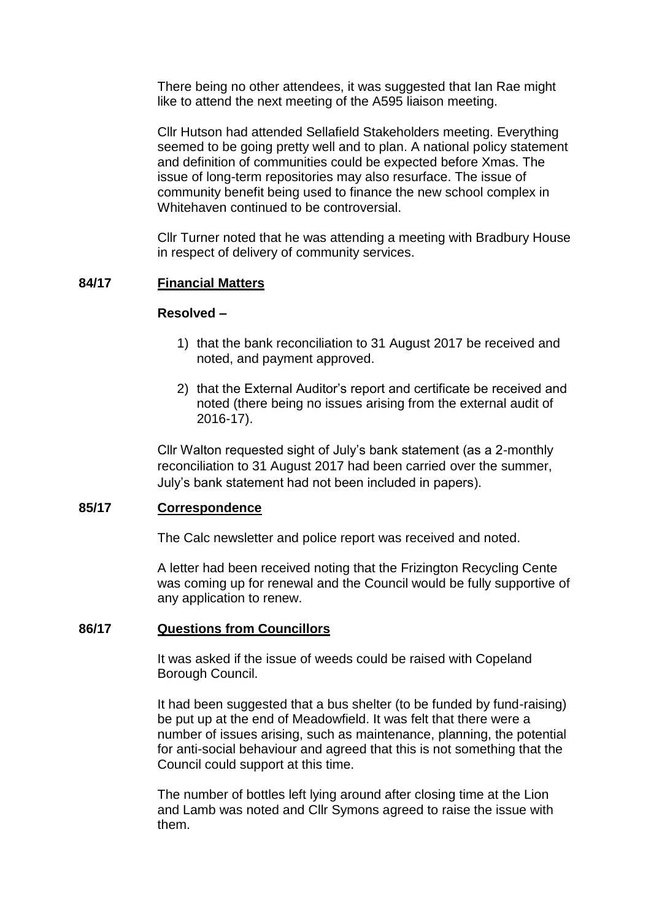There being no other attendees, it was suggested that Ian Rae might like to attend the next meeting of the A595 liaison meeting.

Cllr Hutson had attended Sellafield Stakeholders meeting. Everything seemed to be going pretty well and to plan. A national policy statement and definition of communities could be expected before Xmas. The issue of long-term repositories may also resurface. The issue of community benefit being used to finance the new school complex in Whitehaven continued to be controversial.

Cllr Turner noted that he was attending a meeting with Bradbury House in respect of delivery of community services.

## 84/17 Financial Matters

**Resolved –**

1) that the bank reconciliation to 31 August 2017 be received and noted, and payment approved.
2) that the External Auditor's report and certificate be received and noted (there being no issues arising from the external audit of 2016-17).

Cllr Walton requested sight of July's bank statement (as a 2-monthly reconciliation to 31 August 2017 had been carried over the summer, July's bank statement had not been included in papers).

## 85/17 Correspondence

The Calc newsletter and police report was received and noted.

A letter had been received noting that the Frizington Recycling Cente was coming up for renewal and the Council would be fully supportive of any application to renew.

## 86/17 Questions from Councillors

It was asked if the issue of weeds could be raised with Copeland Borough Council.

It had been suggested that a bus shelter (to be funded by fund-raising) be put up at the end of Meadowfield. It was felt that there were a number of issues arising, such as maintenance, planning, the potential for anti-social behaviour and agreed that this is not something that the Council could support at this time.

The number of bottles left lying around after closing time at the Lion and Lamb was noted and Cllr Symons agreed to raise the issue with them.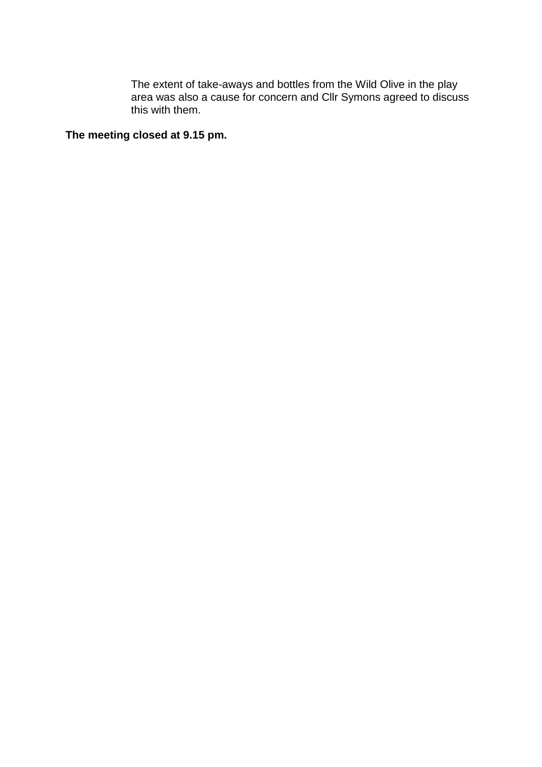The extent of take-aways and bottles from the Wild Olive in the play area was also a cause for concern and Cllr Symons agreed to discuss this with them.

**The meeting closed at 9.15 pm.**